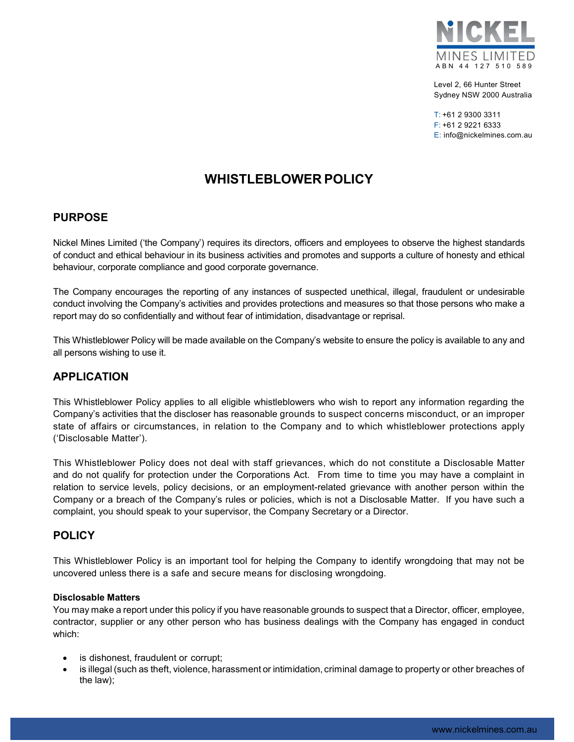NICKEL MINES LIMITED
ABN 44 127 510 589

Level 2, 66 Hunter Street
Sydney NSW 2000 Australia

T: +61 2 9300 3311
F: +61 2 9221 6333
E: info@nickelmines.com.au

# WHISTLEBLOWER POLICY

## PURPOSE

Nickel Mines Limited ('the Company') requires its directors, officers and employees to observe the highest standards of conduct and ethical behaviour in its business activities and promotes and supports a culture of honesty and ethical behaviour, corporate compliance and good corporate governance.

The Company encourages the reporting of any instances of suspected unethical, illegal, fraudulent or undesirable conduct involving the Company's activities and provides protections and measures so that those persons who make a report may do so confidentially and without fear of intimidation, disadvantage or reprisal.

This Whistleblower Policy will be made available on the Company's website to ensure the policy is available to any and all persons wishing to use it.

## APPLICATION

This Whistleblower Policy applies to all eligible whistleblowers who wish to report any information regarding the Company's activities that the discloser has reasonable grounds to suspect concerns misconduct, or an improper state of affairs or circumstances, in relation to the Company and to which whistleblower protections apply ('Disclosable Matter').

This Whistleblower Policy does not deal with staff grievances, which do not constitute a Disclosable Matter and do not qualify for protection under the Corporations Act. From time to time you may have a complaint in relation to service levels, policy decisions, or an employment-related grievance with another person within the Company or a breach of the Company's rules or policies, which is not a Disclosable Matter. If you have such a complaint, you should speak to your supervisor, the Company Secretary or a Director.

## POLICY

This Whistleblower Policy is an important tool for helping the Company to identify wrongdoing that may not be uncovered unless there is a safe and secure means for disclosing wrongdoing.

**Disclosable Matters**
You may make a report under this policy if you have reasonable grounds to suspect that a Director, officer, employee, contractor, supplier or any other person who has business dealings with the Company has engaged in conduct which:

- is dishonest, fraudulent or corrupt;
- is illegal (such as theft, violence, harassment or intimidation, criminal damage to property or other breaches of the law);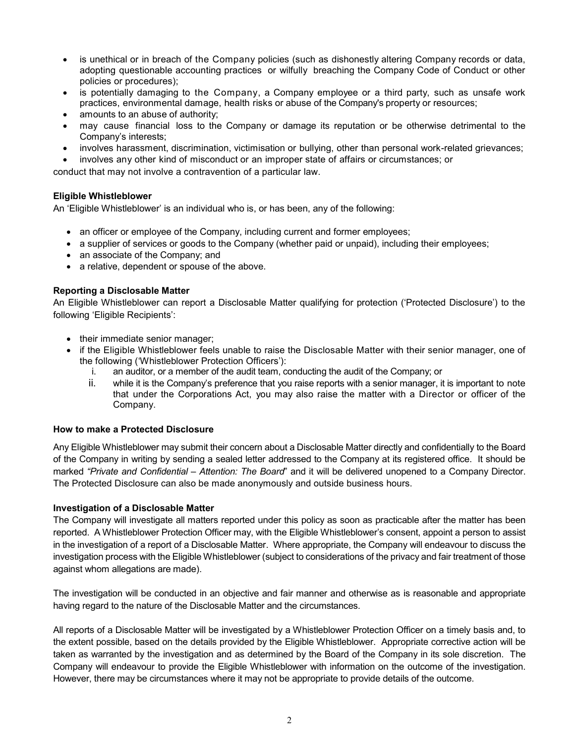- is unethical or in breach of the Company policies (such as dishonestly altering Company records or data, adopting questionable accounting practices or wilfully breaching the Company Code of Conduct or other policies or procedures);
- is potentially damaging to the Company, a Company employee or a third party, such as unsafe work practices, environmental damage, health risks or abuse of the Company's property or resources;
- amounts to an abuse of authority;
- may cause financial loss to the Company or damage its reputation or be otherwise detrimental to the Company's interests;
- involves harassment, discrimination, victimisation or bullying, other than personal work-related grievances;
- involves any other kind of misconduct or an improper state of affairs or circumstances; or

conduct that may not involve a contravention of a particular law.

**Eligible Whistleblower**

An 'Eligible Whistleblower' is an individual who is, or has been, any of the following:

- an officer or employee of the Company, including current and former employees;
- a supplier of services or goods to the Company (whether paid or unpaid), including their employees;
- an associate of the Company; and
- a relative, dependent or spouse of the above.

**Reporting a Disclosable Matter**

An Eligible Whistleblower can report a Disclosable Matter qualifying for protection ('Protected Disclosure') to the following 'Eligible Recipients':

- their immediate senior manager;
- if the Eligible Whistleblower feels unable to raise the Disclosable Matter with their senior manager, one of the following ('Whistleblower Protection Officers'):
  1. an auditor, or a member of the audit team, conducting the audit of the Company; or
  2. while it is the Company's preference that you raise reports with a senior manager, it is important to note that under the Corporations Act, you may also raise the matter with a Director or officer of the Company.

**How to make a Protected Disclosure**

Any Eligible Whistleblower may submit their concern about a Disclosable Matter directly and confidentially to the Board of the Company in writing by sending a sealed letter addressed to the Company at its registered office. It should be marked *"Private and Confidential – Attention: The Board*" and it will be delivered unopened to a Company Director. The Protected Disclosure can also be made anonymously and outside business hours.

**Investigation of a Disclosable Matter**

The Company will investigate all matters reported under this policy as soon as practicable after the matter has been reported. A Whistleblower Protection Officer may, with the Eligible Whistleblower's consent, appoint a person to assist in the investigation of a report of a Disclosable Matter. Where appropriate, the Company will endeavour to discuss the investigation process with the Eligible Whistleblower (subject to considerations of the privacy and fair treatment of those against whom allegations are made).

The investigation will be conducted in an objective and fair manner and otherwise as is reasonable and appropriate having regard to the nature of the Disclosable Matter and the circumstances.

All reports of a Disclosable Matter will be investigated by a Whistleblower Protection Officer on a timely basis and, to the extent possible, based on the details provided by the Eligible Whistleblower. Appropriate corrective action will be taken as warranted by the investigation and as determined by the Board of the Company in its sole discretion. The Company will endeavour to provide the Eligible Whistleblower with information on the outcome of the investigation. However, there may be circumstances where it may not be appropriate to provide details of the outcome.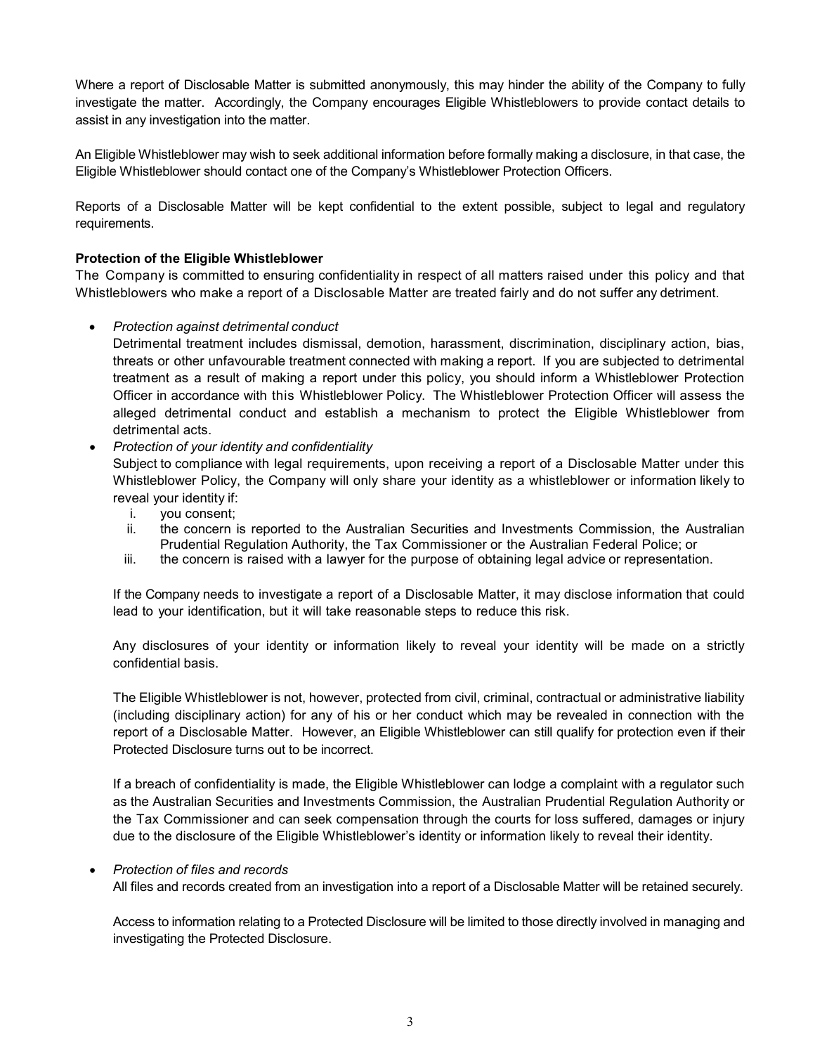Where a report of Disclosable Matter is submitted anonymously, this may hinder the ability of the Company to fully investigate the matter. Accordingly, the Company encourages Eligible Whistleblowers to provide contact details to assist in any investigation into the matter.

An Eligible Whistleblower may wish to seek additional information before formally making a disclosure, in that case, the Eligible Whistleblower should contact one of the Company's Whistleblower Protection Officers.

Reports of a Disclosable Matter will be kept confidential to the extent possible, subject to legal and regulatory requirements.

**Protection of the Eligible Whistleblower**

The Company is committed to ensuring confidentiality in respect of all matters raised under this policy and that Whistleblowers who make a report of a Disclosable Matter are treated fairly and do not suffer any detriment.

- *Protection against detrimental conduct*

  Detrimental treatment includes dismissal, demotion, harassment, discrimination, disciplinary action, bias, threats or other unfavourable treatment connected with making a report. If you are subjected to detrimental treatment as a result of making a report under this policy, you should inform a Whistleblower Protection Officer in accordance with this Whistleblower Policy. The Whistleblower Protection Officer will assess the alleged detrimental conduct and establish a mechanism to protect the Eligible Whistleblower from detrimental acts.

- *Protection of your identity and confidentiality*

  Subject to compliance with legal requirements, upon receiving a report of a Disclosable Matter under this Whistleblower Policy, the Company will only share your identity as a whistleblower or information likely to reveal your identity if:

  i. you consent;
  ii. the concern is reported to the Australian Securities and Investments Commission, the Australian Prudential Regulation Authority, the Tax Commissioner or the Australian Federal Police; or
  iii. the concern is raised with a lawyer for the purpose of obtaining legal advice or representation.

  If the Company needs to investigate a report of a Disclosable Matter, it may disclose information that could lead to your identification, but it will take reasonable steps to reduce this risk.

  Any disclosures of your identity or information likely to reveal your identity will be made on a strictly confidential basis.

  The Eligible Whistleblower is not, however, protected from civil, criminal, contractual or administrative liability (including disciplinary action) for any of his or her conduct which may be revealed in connection with the report of a Disclosable Matter. However, an Eligible Whistleblower can still qualify for protection even if their Protected Disclosure turns out to be incorrect.

  If a breach of confidentiality is made, the Eligible Whistleblower can lodge a complaint with a regulator such as the Australian Securities and Investments Commission, the Australian Prudential Regulation Authority or the Tax Commissioner and can seek compensation through the courts for loss suffered, damages or injury due to the disclosure of the Eligible Whistleblower's identity or information likely to reveal their identity.

- *Protection of files and records*

  All files and records created from an investigation into a report of a Disclosable Matter will be retained securely.

  Access to information relating to a Protected Disclosure will be limited to those directly involved in managing and investigating the Protected Disclosure.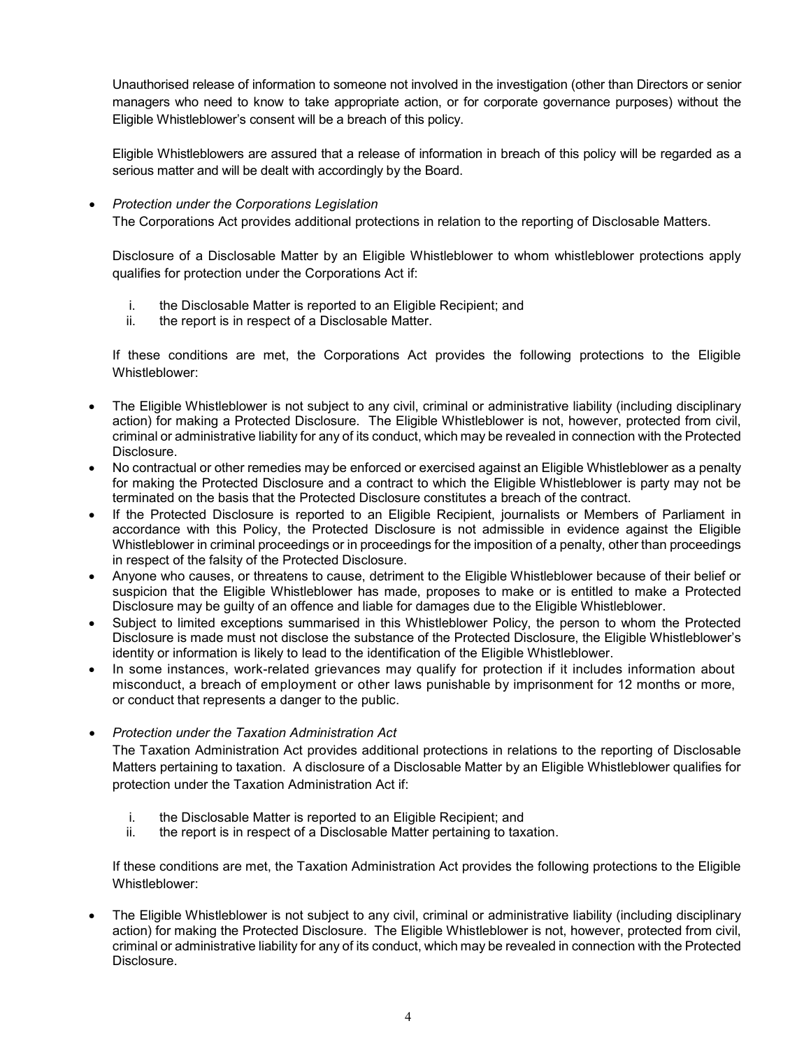Unauthorised release of information to someone not involved in the investigation (other than Directors or senior managers who need to know to take appropriate action, or for corporate governance purposes) without the Eligible Whistleblower's consent will be a breach of this policy.

Eligible Whistleblowers are assured that a release of information in breach of this policy will be regarded as a serious matter and will be dealt with accordingly by the Board.

- *Protection under the Corporations Legislation*

  The Corporations Act provides additional protections in relation to the reporting of Disclosable Matters.

  Disclosure of a Disclosable Matter by an Eligible Whistleblower to whom whistleblower protections apply qualifies for protection under the Corporations Act if:

  i. the Disclosable Matter is reported to an Eligible Recipient; and
  ii. the report is in respect of a Disclosable Matter.

  If these conditions are met, the Corporations Act provides the following protections to the Eligible Whistleblower:

- The Eligible Whistleblower is not subject to any civil, criminal or administrative liability (including disciplinary action) for making a Protected Disclosure. The Eligible Whistleblower is not, however, protected from civil, criminal or administrative liability for any of its conduct, which may be revealed in connection with the Protected Disclosure.
- No contractual or other remedies may be enforced or exercised against an Eligible Whistleblower as a penalty for making the Protected Disclosure and a contract to which the Eligible Whistleblower is party may not be terminated on the basis that the Protected Disclosure constitutes a breach of the contract.
- If the Protected Disclosure is reported to an Eligible Recipient, journalists or Members of Parliament in accordance with this Policy, the Protected Disclosure is not admissible in evidence against the Eligible Whistleblower in criminal proceedings or in proceedings for the imposition of a penalty, other than proceedings in respect of the falsity of the Protected Disclosure.
- Anyone who causes, or threatens to cause, detriment to the Eligible Whistleblower because of their belief or suspicion that the Eligible Whistleblower has made, proposes to make or is entitled to make a Protected Disclosure may be guilty of an offence and liable for damages due to the Eligible Whistleblower.
- Subject to limited exceptions summarised in this Whistleblower Policy, the person to whom the Protected Disclosure is made must not disclose the substance of the Protected Disclosure, the Eligible Whistleblower's identity or information is likely to lead to the identification of the Eligible Whistleblower.
- In some instances, work-related grievances may qualify for protection if it includes information about misconduct, a breach of employment or other laws punishable by imprisonment for 12 months or more, or conduct that represents a danger to the public.

- *Protection under the Taxation Administration Act*

  The Taxation Administration Act provides additional protections in relations to the reporting of Disclosable Matters pertaining to taxation. A disclosure of a Disclosable Matter by an Eligible Whistleblower qualifies for protection under the Taxation Administration Act if:

  i. the Disclosable Matter is reported to an Eligible Recipient; and
  ii. the report is in respect of a Disclosable Matter pertaining to taxation.

  If these conditions are met, the Taxation Administration Act provides the following protections to the Eligible Whistleblower:

- The Eligible Whistleblower is not subject to any civil, criminal or administrative liability (including disciplinary action) for making the Protected Disclosure. The Eligible Whistleblower is not, however, protected from civil, criminal or administrative liability for any of its conduct, which may be revealed in connection with the Protected Disclosure.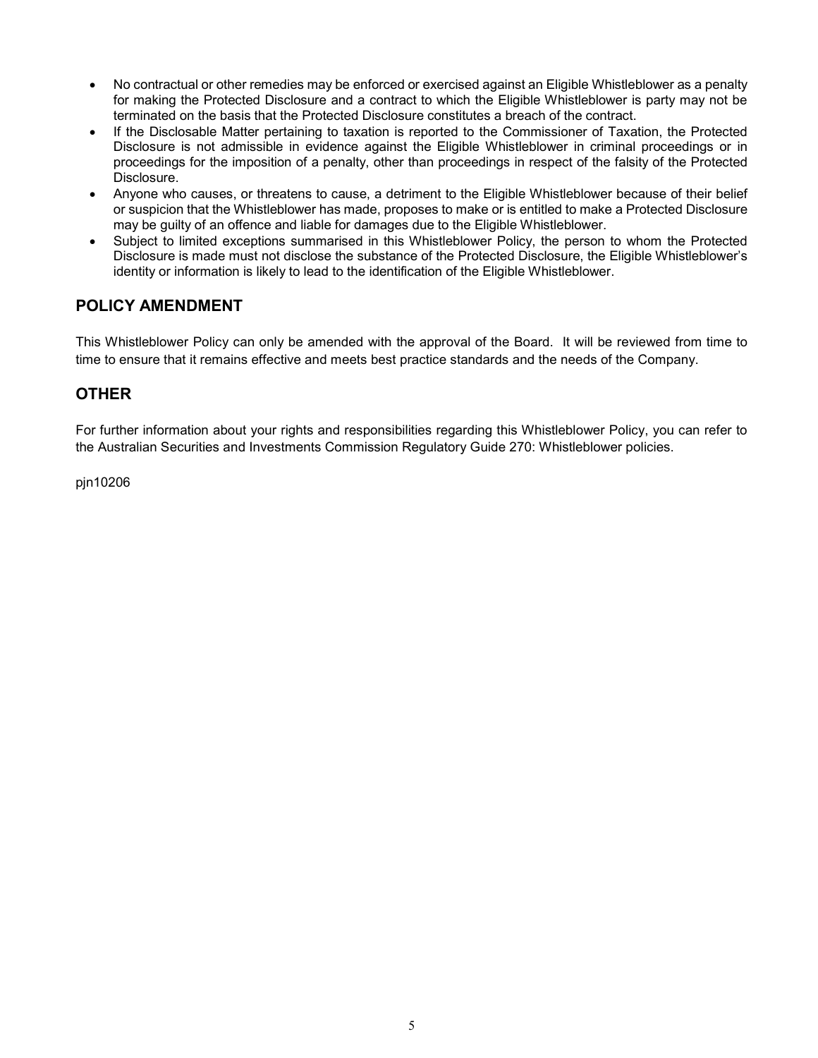- No contractual or other remedies may be enforced or exercised against an Eligible Whistleblower as a penalty for making the Protected Disclosure and a contract to which the Eligible Whistleblower is party may not be terminated on the basis that the Protected Disclosure constitutes a breach of the contract.
- If the Disclosable Matter pertaining to taxation is reported to the Commissioner of Taxation, the Protected Disclosure is not admissible in evidence against the Eligible Whistleblower in criminal proceedings or in proceedings for the imposition of a penalty, other than proceedings in respect of the falsity of the Protected Disclosure.
- Anyone who causes, or threatens to cause, a detriment to the Eligible Whistleblower because of their belief or suspicion that the Whistleblower has made, proposes to make or is entitled to make a Protected Disclosure may be guilty of an offence and liable for damages due to the Eligible Whistleblower.
- Subject to limited exceptions summarised in this Whistleblower Policy, the person to whom the Protected Disclosure is made must not disclose the substance of the Protected Disclosure, the Eligible Whistleblower's identity or information is likely to lead to the identification of the Eligible Whistleblower.

## POLICY AMENDMENT

This Whistleblower Policy can only be amended with the approval of the Board. It will be reviewed from time to time to ensure that it remains effective and meets best practice standards and the needs of the Company.

## OTHER

For further information about your rights and responsibilities regarding this Whistleblower Policy, you can refer to the Australian Securities and Investments Commission Regulatory Guide 270: Whistleblower policies.

pjn10206